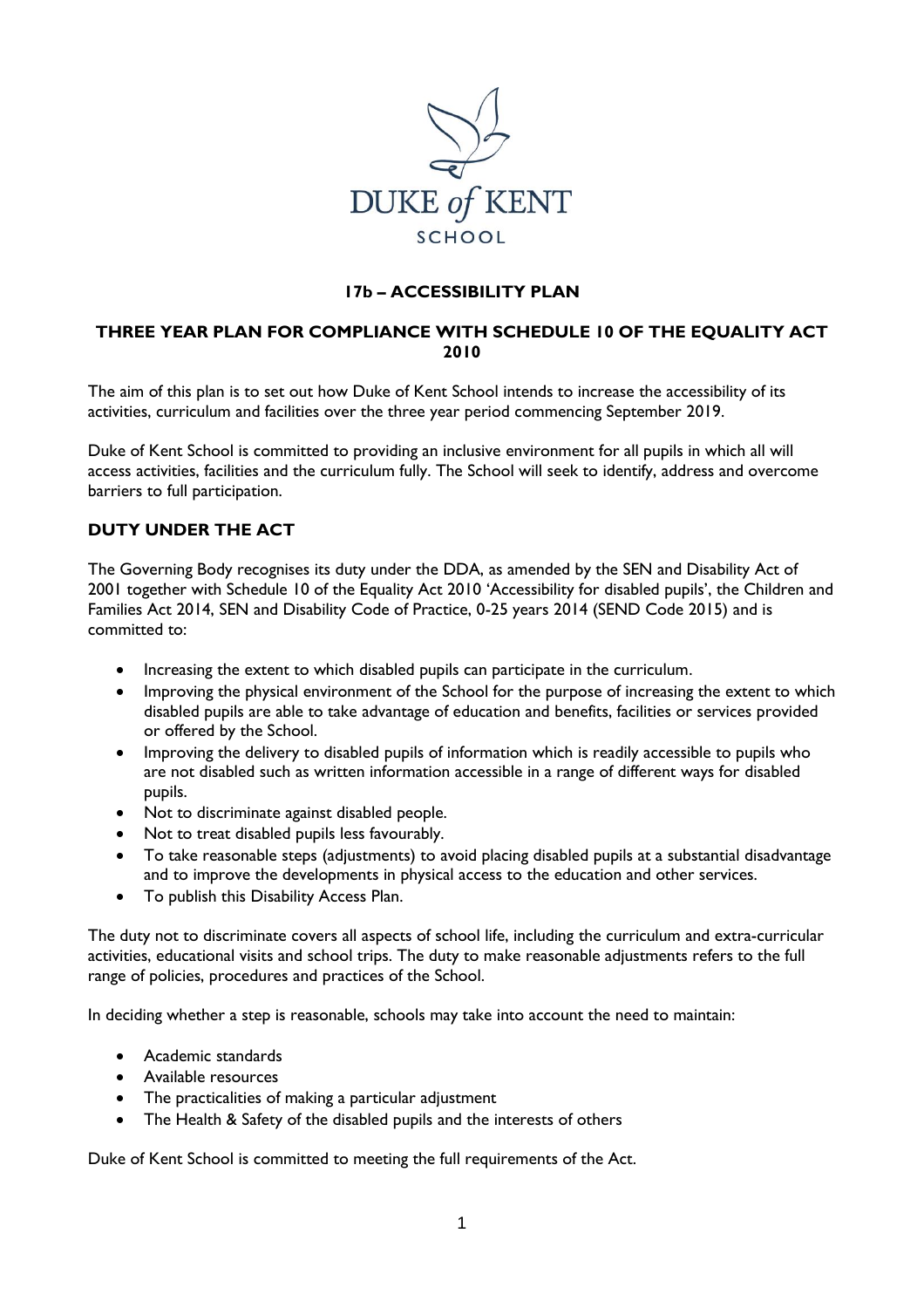DUKE of KENT

SCHOOL

# 17b – ACCESSIBILITY PLAN

## THREE YEAR PLAN FOR COMPLIANCE WITH SCHEDULE 10 OF THE EQUALITY ACT 2010

The aim of this plan is to set out how Duke of Kent School intends to increase the accessibility of its activities, curriculum and facilities over the three year period commencing September 2019.

Duke of Kent School is committed to providing an inclusive environment for all pupils in which all will access activities, facilities and the curriculum fully. The School will seek to identify, address and overcome barriers to full participation.

## DUTY UNDER THE ACT

The Governing Body recognises its duty under the DDA, as amended by the SEN and Disability Act of 2001 together with Schedule 10 of the Equality Act 2010 'Accessibility for disabled pupils', the Children and Families Act 2014, SEN and Disability Code of Practice, 0-25 years 2014 (SEND Code 2015) and is committed to:

- Increasing the extent to which disabled pupils can participate in the curriculum.
- Improving the physical environment of the School for the purpose of increasing the extent to which disabled pupils are able to take advantage of education and benefits, facilities or services provided or offered by the School.
- Improving the delivery to disabled pupils of information which is readily accessible to pupils who are not disabled such as written information accessible in a range of different ways for disabled pupils.
- Not to discriminate against disabled people.
- Not to treat disabled pupils less favourably.
- To take reasonable steps (adjustments) to avoid placing disabled pupils at a substantial disadvantage and to improve the developments in physical access to the education and other services.
- To publish this Disability Access Plan.

The duty not to discriminate covers all aspects of school life, including the curriculum and extra-curricular activities, educational visits and school trips. The duty to make reasonable adjustments refers to the full range of policies, procedures and practices of the School.

In deciding whether a step is reasonable, schools may take into account the need to maintain:

- Academic standards
- Available resources
- The practicalities of making a particular adjustment
- The Health & Safety of the disabled pupils and the interests of others

Duke of Kent School is committed to meeting the full requirements of the Act.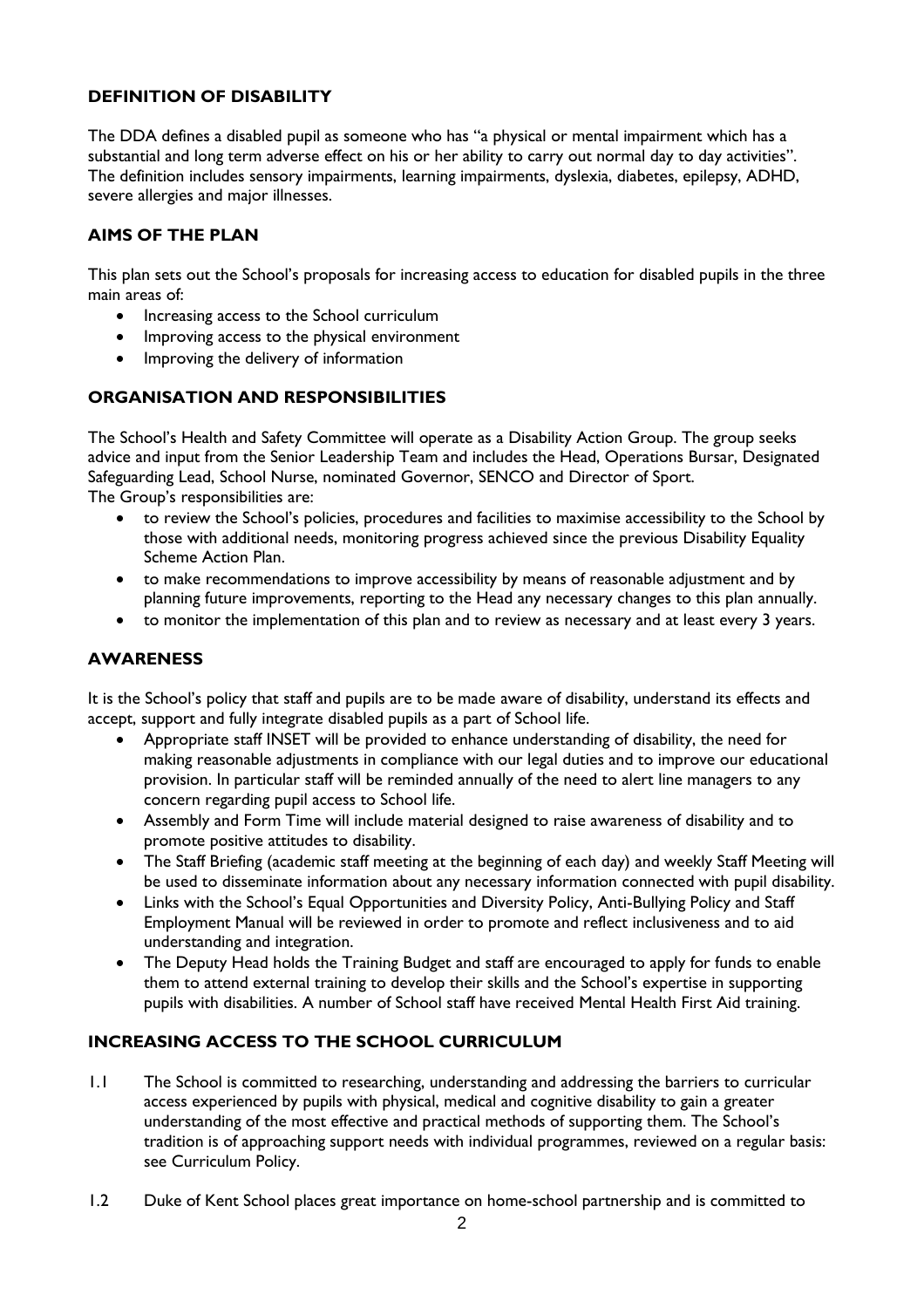## DEFINITION OF DISABILITY

The DDA defines a disabled pupil as someone who has "a physical or mental impairment which has a substantial and long term adverse effect on his or her ability to carry out normal day to day activities". The definition includes sensory impairments, learning impairments, dyslexia, diabetes, epilepsy, ADHD, severe allergies and major illnesses.

## AIMS OF THE PLAN

This plan sets out the School's proposals for increasing access to education for disabled pupils in the three main areas of:

- Increasing access to the School curriculum
- Improving access to the physical environment
- Improving the delivery of information

## ORGANISATION AND RESPONSIBILITIES

The School's Health and Safety Committee will operate as a Disability Action Group. The group seeks advice and input from the Senior Leadership Team and includes the Head, Operations Bursar, Designated Safeguarding Lead, School Nurse, nominated Governor, SENCO and Director of Sport.
The Group's responsibilities are:

- to review the School's policies, procedures and facilities to maximise accessibility to the School by those with additional needs, monitoring progress achieved since the previous Disability Equality Scheme Action Plan.
- to make recommendations to improve accessibility by means of reasonable adjustment and by planning future improvements, reporting to the Head any necessary changes to this plan annually.
- to monitor the implementation of this plan and to review as necessary and at least every 3 years.

## AWARENESS

It is the School's policy that staff and pupils are to be made aware of disability, understand its effects and accept, support and fully integrate disabled pupils as a part of School life.

- Appropriate staff INSET will be provided to enhance understanding of disability, the need for making reasonable adjustments in compliance with our legal duties and to improve our educational provision. In particular staff will be reminded annually of the need to alert line managers to any concern regarding pupil access to School life.
- Assembly and Form Time will include material designed to raise awareness of disability and to promote positive attitudes to disability.
- The Staff Briefing (academic staff meeting at the beginning of each day) and weekly Staff Meeting will be used to disseminate information about any necessary information connected with pupil disability.
- Links with the School's Equal Opportunities and Diversity Policy, Anti-Bullying Policy and Staff Employment Manual will be reviewed in order to promote and reflect inclusiveness and to aid understanding and integration.
- The Deputy Head holds the Training Budget and staff are encouraged to apply for funds to enable them to attend external training to develop their skills and the School's expertise in supporting pupils with disabilities. A number of School staff have received Mental Health First Aid training.

## INCREASING ACCESS TO THE SCHOOL CURRICULUM

1.1 The School is committed to researching, understanding and addressing the barriers to curricular access experienced by pupils with physical, medical and cognitive disability to gain a greater understanding of the most effective and practical methods of supporting them. The School's tradition is of approaching support needs with individual programmes, reviewed on a regular basis: see Curriculum Policy.

1.2 Duke of Kent School places great importance on home-school partnership and is committed to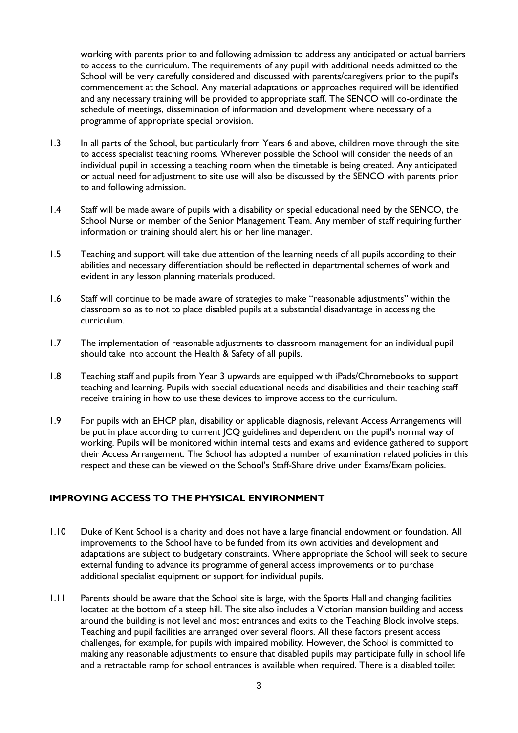working with parents prior to and following admission to address any anticipated or actual barriers to access to the curriculum. The requirements of any pupil with additional needs admitted to the School will be very carefully considered and discussed with parents/caregivers prior to the pupil's commencement at the School. Any material adaptations or approaches required will be identified and any necessary training will be provided to appropriate staff. The SENCO will co-ordinate the schedule of meetings, dissemination of information and development where necessary of a programme of appropriate special provision.

1.3 In all parts of the School, but particularly from Years 6 and above, children move through the site to access specialist teaching rooms. Wherever possible the School will consider the needs of an individual pupil in accessing a teaching room when the timetable is being created. Any anticipated or actual need for adjustment to site use will also be discussed by the SENCO with parents prior to and following admission.

1.4 Staff will be made aware of pupils with a disability or special educational need by the SENCO, the School Nurse or member of the Senior Management Team. Any member of staff requiring further information or training should alert his or her line manager.

1.5 Teaching and support will take due attention of the learning needs of all pupils according to their abilities and necessary differentiation should be reflected in departmental schemes of work and evident in any lesson planning materials produced.

1.6 Staff will continue to be made aware of strategies to make "reasonable adjustments" within the classroom so as to not to place disabled pupils at a substantial disadvantage in accessing the curriculum.

1.7 The implementation of reasonable adjustments to classroom management for an individual pupil should take into account the Health & Safety of all pupils.

1.8 Teaching staff and pupils from Year 3 upwards are equipped with iPads/Chromebooks to support teaching and learning. Pupils with special educational needs and disabilities and their teaching staff receive training in how to use these devices to improve access to the curriculum.

1.9 For pupils with an EHCP plan, disability or applicable diagnosis, relevant Access Arrangements will be put in place according to current JCQ guidelines and dependent on the pupil's normal way of working. Pupils will be monitored within internal tests and exams and evidence gathered to support their Access Arrangement. The School has adopted a number of examination related policies in this respect and these can be viewed on the School's Staff-Share drive under Exams/Exam policies.

## IMPROVING ACCESS TO THE PHYSICAL ENVIRONMENT

1.10 Duke of Kent School is a charity and does not have a large financial endowment or foundation. All improvements to the School have to be funded from its own activities and development and adaptations are subject to budgetary constraints. Where appropriate the School will seek to secure external funding to advance its programme of general access improvements or to purchase additional specialist equipment or support for individual pupils.

1.11 Parents should be aware that the School site is large, with the Sports Hall and changing facilities located at the bottom of a steep hill. The site also includes a Victorian mansion building and access around the building is not level and most entrances and exits to the Teaching Block involve steps. Teaching and pupil facilities are arranged over several floors. All these factors present access challenges, for example, for pupils with impaired mobility. However, the School is committed to making any reasonable adjustments to ensure that disabled pupils may participate fully in school life and a retractable ramp for school entrances is available when required. There is a disabled toilet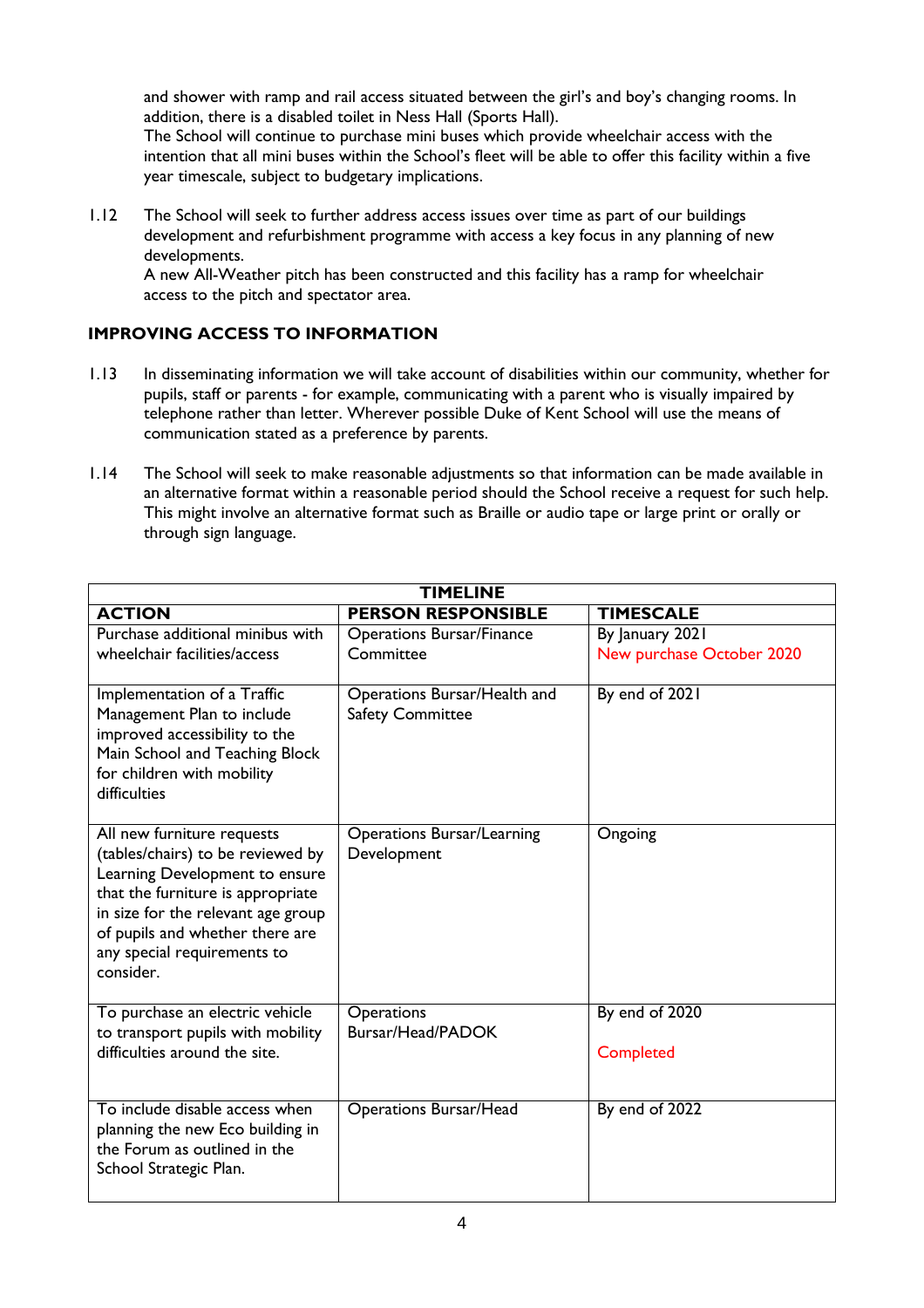and shower with ramp and rail access situated between the girl's and boy's changing rooms. In addition, there is a disabled toilet in Ness Hall (Sports Hall).
The School will continue to purchase mini buses which provide wheelchair access with the intention that all mini buses within the School's fleet will be able to offer this facility within a five year timescale, subject to budgetary implications.

1.12 The School will seek to further address access issues over time as part of our buildings development and refurbishment programme with access a key focus in any planning of new developments.
A new All-Weather pitch has been constructed and this facility has a ramp for wheelchair access to the pitch and spectator area.

## IMPROVING ACCESS TO INFORMATION

1.13 In disseminating information we will take account of disabilities within our community, whether for pupils, staff or parents - for example, communicating with a parent who is visually impaired by telephone rather than letter. Wherever possible Duke of Kent School will use the means of communication stated as a preference by parents.

1.14 The School will seek to make reasonable adjustments so that information can be made available in an alternative format within a reasonable period should the School receive a request for such help. This might involve an alternative format such as Braille or audio tape or large print or orally or through sign language.

| TIMELINE | | |
|---|---|---|
| **ACTION** | **PERSON RESPONSIBLE** | **TIMESCALE** |
| Purchase additional minibus with wheelchair facilities/access | Operations Bursar/Finance Committee | By January 2021<br>New purchase October 2020 |
| Implementation of a Traffic Management Plan to include improved accessibility to the Main School and Teaching Block for children with mobility difficulties | Operations Bursar/Health and Safety Committee | By end of 2021 |
| All new furniture requests (tables/chairs) to be reviewed by Learning Development to ensure that the furniture is appropriate in size for the relevant age group of pupils and whether there are any special requirements to consider. | Operations Bursar/Learning Development | Ongoing |
| To purchase an electric vehicle to transport pupils with mobility difficulties around the site. | Operations Bursar/Head/PADOK | By end of 2020<br>Completed |
| To include disable access when planning the new Eco building in the Forum as outlined in the School Strategic Plan. | Operations Bursar/Head | By end of 2022 |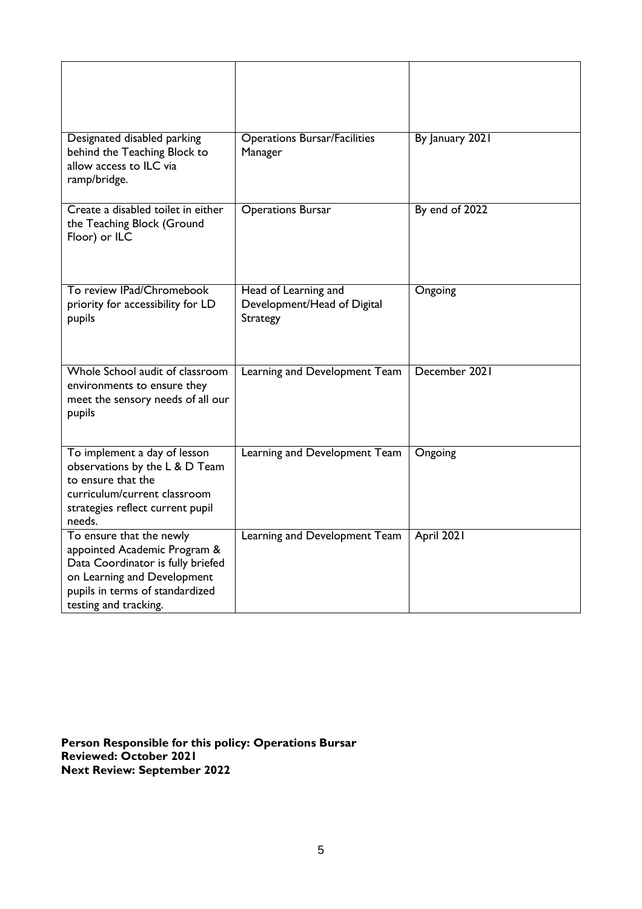| | | |
|---|---|---|
| | | |
| Designated disabled parking behind the Teaching Block to allow access to ILC via ramp/bridge. | Operations Bursar/Facilities Manager | By January 2021 |
| Create a disabled toilet in either the Teaching Block (Ground Floor) or ILC | Operations Bursar | By end of 2022 |
| To review IPad/Chromebook priority for accessibility for LD pupils | Head of Learning and Development/Head of Digital Strategy | Ongoing |
| Whole School audit of classroom environments to ensure they meet the sensory needs of all our pupils | Learning and Development Team | December 2021 |
| To implement a day of lesson observations by the L & D Team to ensure that the curriculum/current classroom strategies reflect current pupil needs. | Learning and Development Team | Ongoing |
| To ensure that the newly appointed Academic Program & Data Coordinator is fully briefed on Learning and Development pupils in terms of standardized testing and tracking. | Learning and Development Team | April 2021 |

**Person Responsible for this policy: Operations Bursar**
**Reviewed: October 2021**
**Next Review: September 2022**